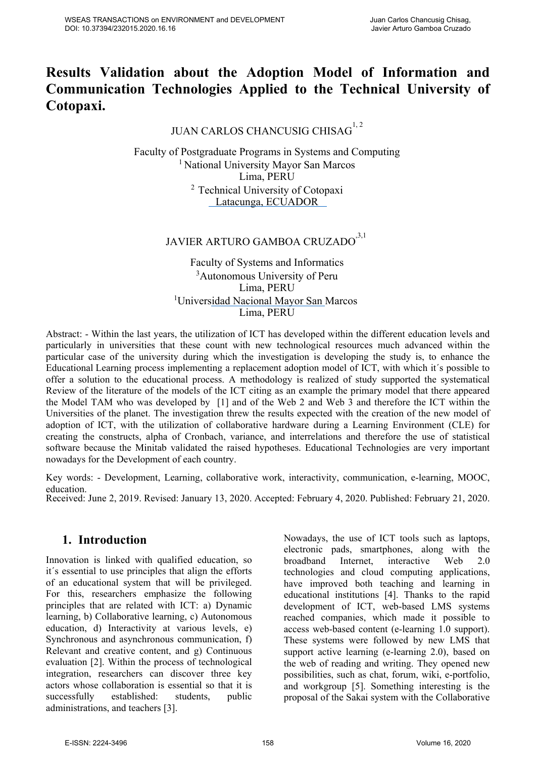# Results Validation about the Adoption Model of Information and Communication Technologies Applied to the Technical University of Cotopaxi.

JUAN CARLOS CHANCUSIG CHISAG[1, 2]

Faculty of Postgraduate Programs in Systems and Computing
[1] National University Mayor San Marcos
Lima, PERU
[2] Technical University of Cotopaxi
Latacunga, ECUADOR

JAVIER ARTURO GAMBOA CRUZADO[3,1]

Faculty of Systems and Informatics
[3]Autonomous University of Peru
Lima, PERU
[1]Universidad Nacional Mayor San Marcos
Lima, PERU

Abstract: - Within the last years, the utilization of ICT has developed within the different education levels and particularly in universities that these count with new technological resources much advanced within the particular case of the university during which the investigation is developing the study is, to enhance the Educational Learning process implementing a replacement adoption model of ICT, with which it´s possible to offer a solution to the educational process. A methodology is realized of study supported the systematical Review of the literature of the models of the ICT citing as an example the primary model that there appeared the Model TAM who was developed by [1] and of the Web 2 and Web 3 and therefore the ICT within the Universities of the planet. The investigation threw the results expected with the creation of the new model of adoption of ICT, with the utilization of collaborative hardware during a Learning Environment (CLE) for creating the constructs, alpha of Cronbach, variance, and interrelations and therefore the use of statistical software because the Minitab validated the raised hypotheses. Educational Technologies are very important nowadays for the Development of each country.

Key words: - Development, Learning, collaborative work, interactivity, communication, e-learning, MOOC, education.

Received: June 2, 2019. Revised: January 13, 2020. Accepted: February 4, 2020. Published: February 21, 2020.

## 1. Introduction

Innovation is linked with qualified education, so it´s essential to use principles that align the efforts of an educational system that will be privileged. For this, researchers emphasize the following principles that are related with ICT: a) Dynamic learning, b) Collaborative learning, c) Autonomous education, d) Interactivity at various levels, e) Synchronous and asynchronous communication, f) Relevant and creative content, and g) Continuous evaluation [2]. Within the process of technological integration, researchers can discover three key actors whose collaboration is essential so that it is successfully established: students, public administrations, and teachers [3].

Nowadays, the use of ICT tools such as laptops, electronic pads, smartphones, along with the broadband Internet, interactive Web 2.0 technologies and cloud computing applications, have improved both teaching and learning in educational institutions [4]. Thanks to the rapid development of ICT, web-based LMS systems reached companies, which made it possible to access web-based content (e-learning 1.0 support). These systems were followed by new LMS that support active learning (e-learning 2.0), based on the web of reading and writing. They opened new possibilities, such as chat, forum, wiki, e-portfolio, and workgroup [5]. Something interesting is the proposal of the Sakai system with the Collaborative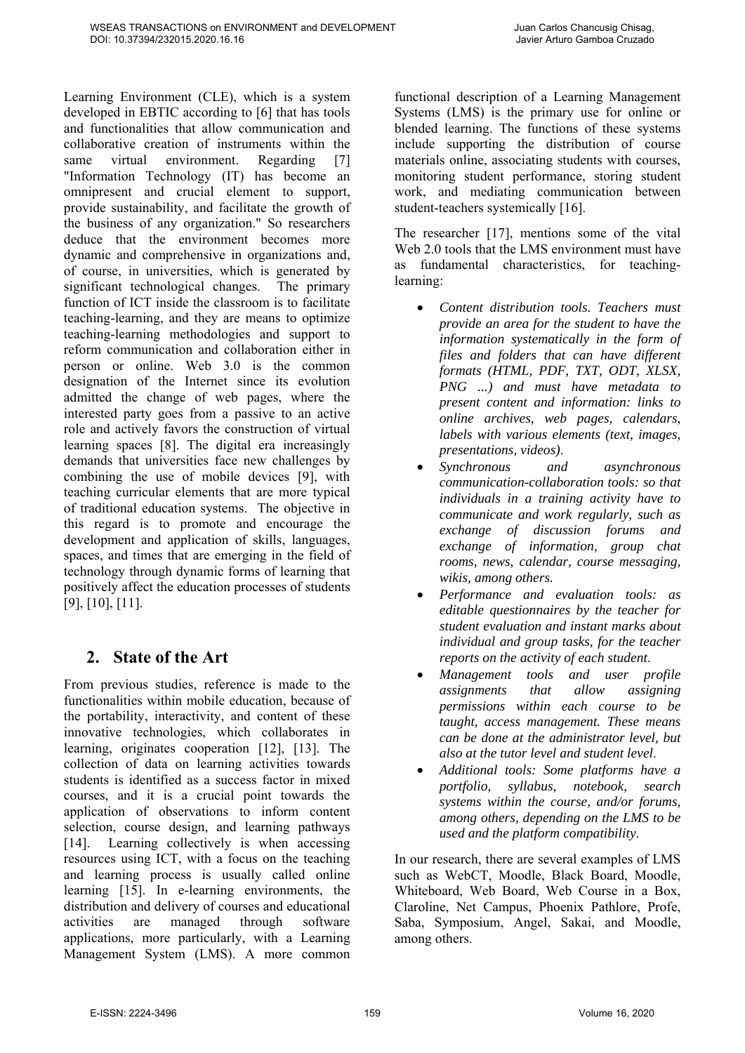Learning Environment (CLE), which is a system developed in EBTIC according to [6] that has tools and functionalities that allow communication and collaborative creation of instruments within the same virtual environment. Regarding [7] "Information Technology (IT) has become an omnipresent and crucial element to support, provide sustainability, and facilitate the growth of the business of any organization." So researchers deduce that the environment becomes more dynamic and comprehensive in organizations and, of course, in universities, which is generated by significant technological changes. The primary function of ICT inside the classroom is to facilitate teaching-learning, and they are means to optimize teaching-learning methodologies and support to reform communication and collaboration either in person or online. Web 3.0 is the common designation of the Internet since its evolution admitted the change of web pages, where the interested party goes from a passive to an active role and actively favors the construction of virtual learning spaces [8]. The digital era increasingly demands that universities face new challenges by combining the use of mobile devices [9], with teaching curricular elements that are more typical of traditional education systems. The objective in this regard is to promote and encourage the development and application of skills, languages, spaces, and times that are emerging in the field of technology through dynamic forms of learning that positively affect the education processes of students [9], [10], [11].

## 2. State of the Art

From previous studies, reference is made to the functionalities within mobile education, because of the portability, interactivity, and content of these innovative technologies, which collaborates in learning, originates cooperation [12], [13]. The collection of data on learning activities towards students is identified as a success factor in mixed courses, and it is a crucial point towards the application of observations to inform content selection, course design, and learning pathways [14]. Learning collectively is when accessing resources using ICT, with a focus on the teaching and learning process is usually called online learning [15]. In e-learning environments, the distribution and delivery of courses and educational activities are managed through software applications, more particularly, with a Learning Management System (LMS). A more common functional description of a Learning Management Systems (LMS) is the primary use for online or blended learning. The functions of these systems include supporting the distribution of course materials online, associating students with courses, monitoring student performance, storing student work, and mediating communication between student-teachers systemically [16].

The researcher [17], mentions some of the vital Web 2.0 tools that the LMS environment must have as fundamental characteristics, for teaching-learning:

- *Content distribution tools. Teachers must provide an area for the student to have the information systematically in the form of files and folders that can have different formats (HTML, PDF, TXT, ODT, XLSX, PNG ...) and must have metadata to present content and information: links to online archives, web pages, calendars, labels with various elements (text, images, presentations, videos).*
- *Synchronous and asynchronous communication-collaboration tools: so that individuals in a training activity have to communicate and work regularly, such as exchange of discussion forums and exchange of information, group chat rooms, news, calendar, course messaging, wikis, among others.*
- *Performance and evaluation tools: as editable questionnaires by the teacher for student evaluation and instant marks about individual and group tasks, for the teacher reports on the activity of each student.*
- *Management tools and user profile assignments that allow assigning permissions within each course to be taught, access management. These means can be done at the administrator level, but also at the tutor level and student level.*
- *Additional tools: Some platforms have a portfolio, syllabus, notebook, search systems within the course, and/or forums, among others, depending on the LMS to be used and the platform compatibility.*

In our research, there are several examples of LMS such as WebCT, Moodle, Black Board, Moodle, Whiteboard, Web Board, Web Course in a Box, Claroline, Net Campus, Phoenix Pathlore, Profe, Saba, Symposium, Angel, Sakai, and Moodle, among others.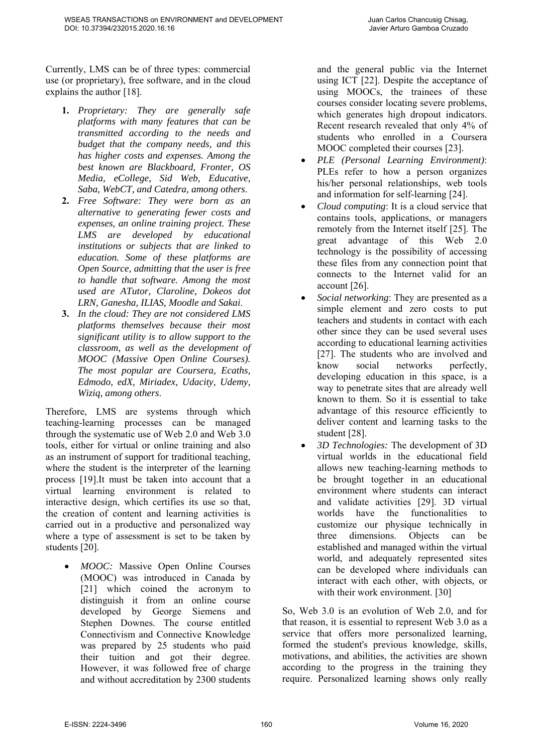Currently, LMS can be of three types: commercial use (or proprietary), free software, and in the cloud explains the author [18].

1. *Proprietary: They are generally safe platforms with many features that can be transmitted according to the needs and budget that the company needs, and this has higher costs and expenses. Among the best known are Blackboard, Fronter, OS Media, eCollege, Sid Web, Educative, Saba, WebCT, and Catedra, among others.*
2. *Free Software: They were born as an alternative to generating fewer costs and expenses, an online training project. These LMS are developed by educational institutions or subjects that are linked to education. Some of these platforms are Open Source, admitting that the user is free to handle that software. Among the most used are ATutor, Claroline, Dokeos dot LRN, Ganesha, ILIAS, Moodle and Sakai.*
3. *In the cloud: They are not considered LMS platforms themselves because their most significant utility is to allow support to the classroom, as well as the development of MOOC (Massive Open Online Courses). The most popular are Coursera, Ecaths, Edmodo, edX, Miriadex, Udacity, Udemy, Wiziq, among others.*

Therefore, LMS are systems through which teaching-learning processes can be managed through the systematic use of Web 2.0 and Web 3.0 tools, either for virtual or online training and also as an instrument of support for traditional teaching, where the student is the interpreter of the learning process [19].It must be taken into account that a virtual learning environment is related to interactive design, which certifies its use so that, the creation of content and learning activities is carried out in a productive and personalized way where a type of assessment is set to be taken by students [20].

- *MOOC:* Massive Open Online Courses (MOOC) was introduced in Canada by [21] which coined the acronym to distinguish it from an online course developed by George Siemens and Stephen Downes. The course entitled Connectivism and Connective Knowledge was prepared by 25 students who paid their tuition and got their degree. However, it was followed free of charge and without accreditation by 2300 students and the general public via the Internet using ICT [22]. Despite the acceptance of using MOOCs, the trainees of these courses consider locating severe problems, which generates high dropout indicators. Recent research revealed that only 4% of students who enrolled in a Coursera MOOC completed their courses [23].
- *PLE (Personal Learning Environment)*: PLEs refer to how a person organizes his/her personal relationships, web tools and information for self-learning [24].
- *Cloud computing*: It is a cloud service that contains tools, applications, or managers remotely from the Internet itself [25]. The great advantage of this Web 2.0 technology is the possibility of accessing these files from any connection point that connects to the Internet valid for an account [26].
- *Social networking*: They are presented as a simple element and zero costs to put teachers and students in contact with each other since they can be used several uses according to educational learning activities [27]. The students who are involved and know social networks perfectly, developing education in this space, is a way to penetrate sites that are already well known to them. So it is essential to take advantage of this resource efficiently to deliver content and learning tasks to the student [28].
- *3D Technologies:* The development of 3D virtual worlds in the educational field allows new teaching-learning methods to be brought together in an educational environment where students can interact and validate activities [29]. 3D virtual worlds have the functionalities to customize our physique technically in three dimensions. Objects can be established and managed within the virtual world, and adequately represented sites can be developed where individuals can interact with each other, with objects, or with their work environment. [30]

So, Web 3.0 is an evolution of Web 2.0, and for that reason, it is essential to represent Web 3.0 as a service that offers more personalized learning, formed the student's previous knowledge, skills, motivations, and abilities, the activities are shown according to the progress in the training they require. Personalized learning shows only really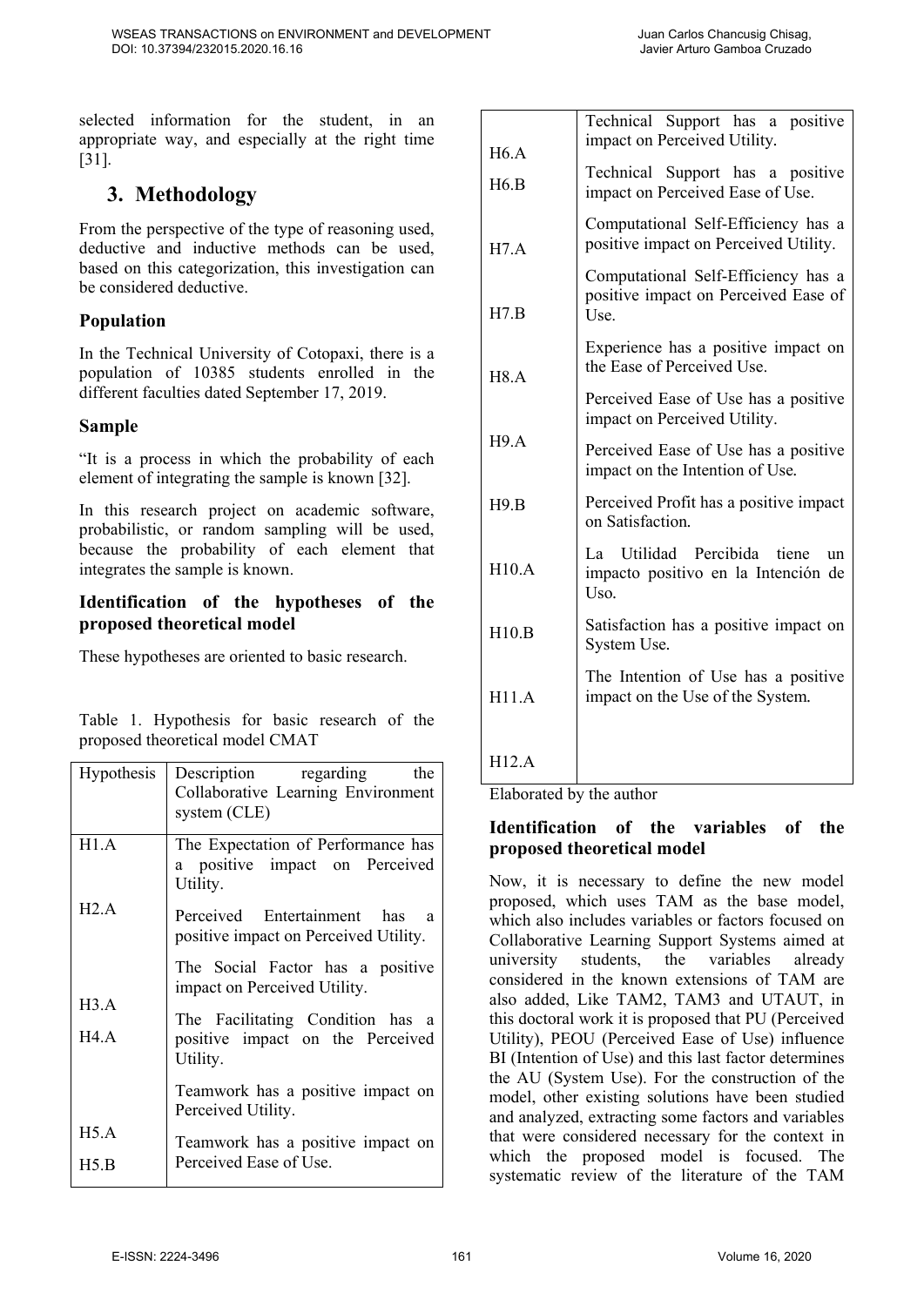selected information for the student, in an appropriate way, and especially at the right time [31].

## 3. Methodology

From the perspective of the type of reasoning used, deductive and inductive methods can be used, based on this categorization, this investigation can be considered deductive.

### Population

In the Technical University of Cotopaxi, there is a population of 10385 students enrolled in the different faculties dated September 17, 2019.

### Sample

"It is a process in which the probability of each element of integrating the sample is known [32].

In this research project on academic software, probabilistic, or random sampling will be used, because the probability of each element that integrates the sample is known.

### Identification of the hypotheses of the proposed theoretical model

These hypotheses are oriented to basic research.

Table 1. Hypothesis for basic research of the proposed theoretical model CMAT

| Hypothesis | Description regarding the Collaborative Learning Environment system (CLE) |
|---|---|
| H1.A | The Expectation of Performance has a positive impact on Perceived Utility. |
| H2.A | Perceived Entertainment has a positive impact on Perceived Utility. |
| H3.A | The Social Factor has a positive impact on Perceived Utility. |
| H4.A | The Facilitating Condition has a positive impact on the Perceived Utility. |
| H5.A | Teamwork has a positive impact on Perceived Utility. |
| H5.B | Teamwork has a positive impact on Perceived Ease of Use. |
| H6.A | Technical Support has a positive impact on Perceived Utility. |
| H6.B | Technical Support has a positive impact on Perceived Ease of Use. |
| H7.A | Computational Self-Efficiency has a positive impact on Perceived Utility. |
| H7.B | Computational Self-Efficiency has a positive impact on Perceived Ease of Use. |
| H8.A | Experience has a positive impact on the Ease of Perceived Use. |
| H9.A | Perceived Ease of Use has a positive impact on Perceived Utility. |
| H9.B | Perceived Ease of Use has a positive impact on the Intention of Use. |
| H10.A | Perceived Profit has a positive impact on Satisfaction. |
| H10.B | La Utilidad Percibida tiene un impacto positivo en la Intención de Uso. |
| H11.A | Satisfaction has a positive impact on System Use. |
| H12.A | The Intention of Use has a positive impact on the Use of the System. |

Elaborated by the author

### Identification of the variables of the proposed theoretical model

Now, it is necessary to define the new model proposed, which uses TAM as the base model, which also includes variables or factors focused on Collaborative Learning Support Systems aimed at university students, the variables already considered in the known extensions of TAM are also added, Like TAM2, TAM3 and UTAUT, in this doctoral work it is proposed that PU (Perceived Utility), PEOU (Perceived Ease of Use) influence BI (Intention of Use) and this last factor determines the AU (System Use). For the construction of the model, other existing solutions have been studied and analyzed, extracting some factors and variables that were considered necessary for the context in which the proposed model is focused. The systematic review of the literature of the TAM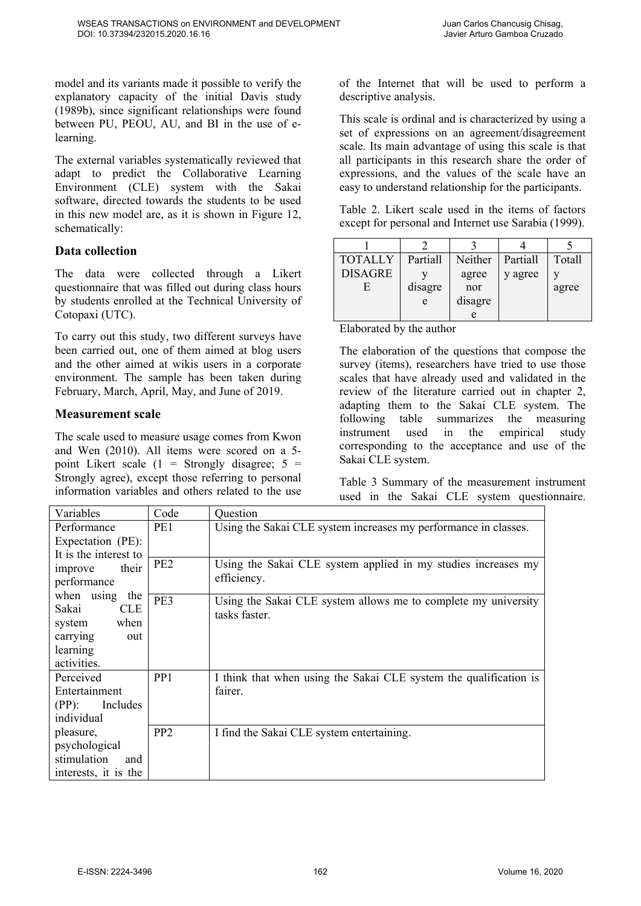model and its variants made it possible to verify the explanatory capacity of the initial Davis study (1989b), since significant relationships were found between PU, PEOU, AU, and BI in the use of e-learning.

The external variables systematically reviewed that adapt to predict the Collaborative Learning Environment (CLE) system with the Sakai software, directed towards the students to be used in this new model are, as it is shown in Figure 12, schematically:

## Data collection

The data were collected through a Likert questionnaire that was filled out during class hours by students enrolled at the Technical University of Cotopaxi (UTC).

To carry out this study, two different surveys have been carried out, one of them aimed at blog users and the other aimed at wikis users in a corporate environment. The sample has been taken during February, March, April, May, and June of 2019.

## Measurement scale

The scale used to measure usage comes from Kwon and Wen (2010). All items were scored on a 5-point Likert scale (1 = Strongly disagree; 5 = Strongly agree), except those referring to personal information variables and others related to the use of the Internet that will be used to perform a descriptive analysis.

This scale is ordinal and is characterized by using a set of expressions on an agreement/disagreement scale. Its main advantage of using this scale is that all participants in this research share the order of expressions, and the values of the scale have an easy to understand relationship for the participants.

Table 2. Likert scale used in the items of factors except for personal and Internet use Sarabia (1999).

| 1 | 2 | 3 | 4 | 5 |
|---|---|---|---|---|
| TOTALLY DISAGREE | Partially disagree | Neither agree nor disagree | Partially agree | Totally agree |

Elaborated by the author

The elaboration of the questions that compose the survey (items), researchers have tried to use those scales that have already used and validated in the review of the literature carried out in chapter 2, adapting them to the Sakai CLE system. The following table summarizes the measuring instrument used in the empirical study corresponding to the acceptance and use of the Sakai CLE system.

Table 3 Summary of the measurement instrument used in the Sakai CLE system questionnaire.

| Variables | Code | Question |
|---|---|---|
| Performance Expectation (PE): It is the interest to improve their performance when using the Sakai CLE system when carrying out learning activities. | PE1 | Using the Sakai CLE system increases my performance in classes. |
| | PE2 | Using the Sakai CLE system applied in my studies increases my efficiency. |
| | PE3 | Using the Sakai CLE system allows me to complete my university tasks faster. |
| Perceived Entertainment (PP): Includes individual pleasure, psychological stimulation and interests, it is the | PP1 | I think that when using the Sakai CLE system the qualification is fairer. |
| | PP2 | I find the Sakai CLE system entertaining. |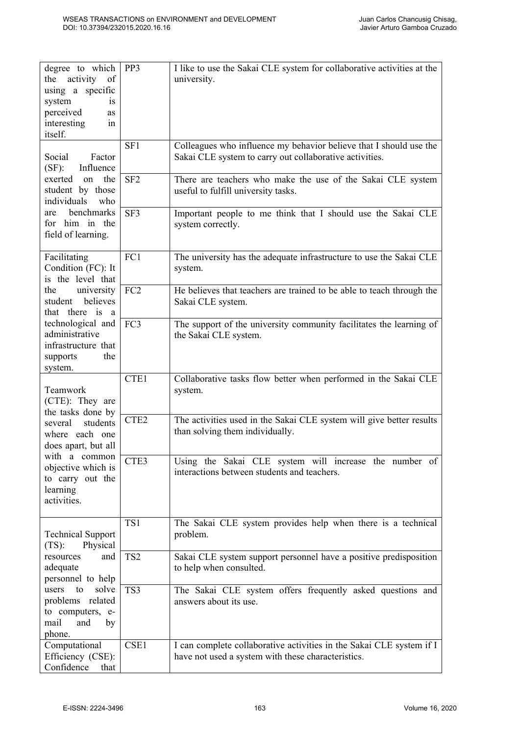| | | |
|---|---|---|
| degree to which the activity of using a specific system is perceived as interesting in itself. | PP3 | I like to use the Sakai CLE system for collaborative activities at the university. |
| Social Factor (SF): Influence exerted on the student by those individuals who are benchmarks for him in the field of learning. | SF1 | Colleagues who influence my behavior believe that I should use the Sakai CLE system to carry out collaborative activities. |
| | SF2 | There are teachers who make the use of the Sakai CLE system useful to fulfill university tasks. |
| | SF3 | Important people to me think that I should use the Sakai CLE system correctly. |
| Facilitating Condition (FC): It is the level that the university student believes that there is a technological and administrative infrastructure that supports the system. | FC1 | The university has the adequate infrastructure to use the Sakai CLE system. |
| | FC2 | He believes that teachers are trained to be able to teach through the Sakai CLE system. |
| | FC3 | The support of the university community facilitates the learning of the Sakai CLE system. |
| Teamwork (CTE): They are the tasks done by several students where each one does apart, but all with a common objective which is to carry out the learning activities. | CTE1 | Collaborative tasks flow better when performed in the Sakai CLE system. |
| | CTE2 | The activities used in the Sakai CLE system will give better results than solving them individually. |
| | CTE3 | Using the Sakai CLE system will increase the number of interactions between students and teachers. |
| Technical Support (TS): Physical resources and adequate personnel to help users to solve problems related to computers, e-mail and by phone. | TS1 | The Sakai CLE system provides help when there is a technical problem. |
| | TS2 | Sakai CLE system support personnel have a positive predisposition to help when consulted. |
| | TS3 | The Sakai CLE system offers frequently asked questions and answers about its use. |
| Computational Efficiency (CSE): Confidence that | CSE1 | I can complete collaborative activities in the Sakai CLE system if I have not used a system with these characteristics. |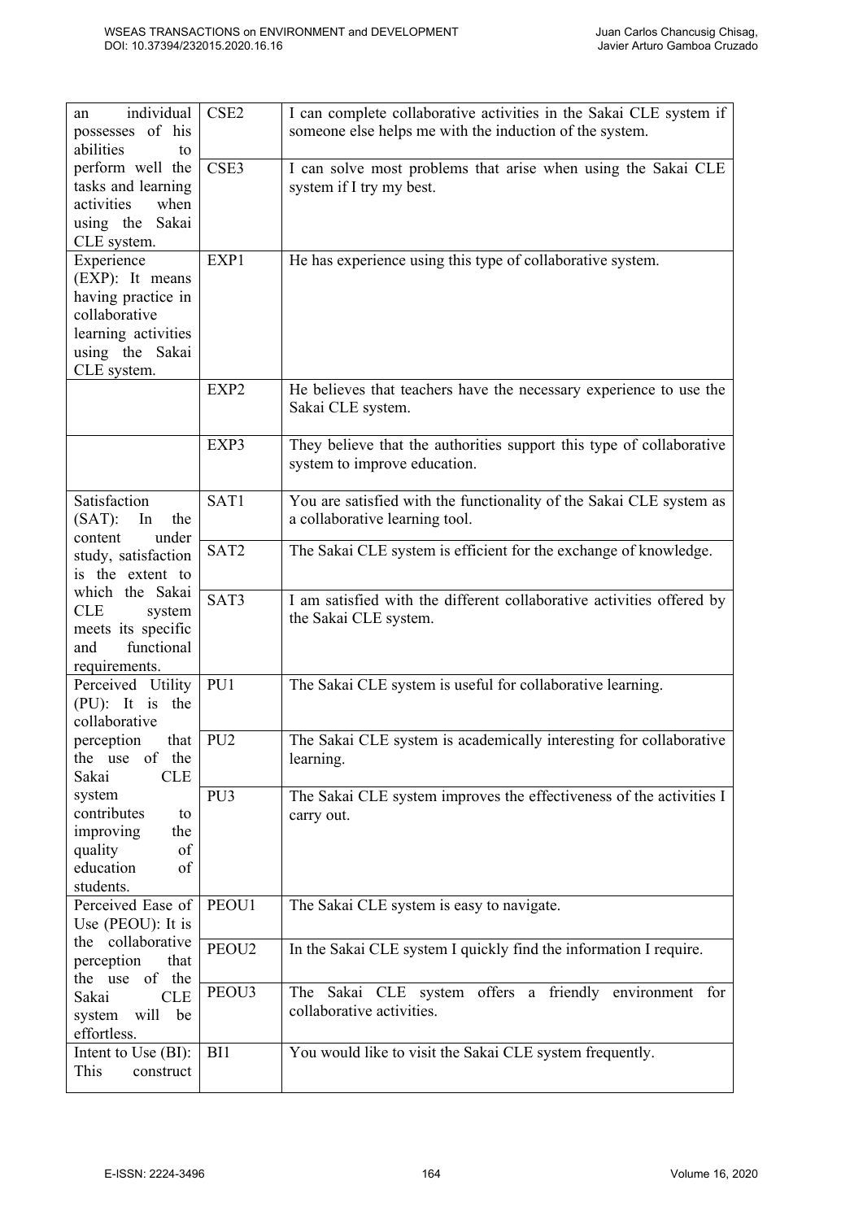| | | |
|---|---|---|
| an individual possesses of his abilities to perform well the tasks and learning activities when using the Sakai CLE system. | CSE2 | I can complete collaborative activities in the Sakai CLE system if someone else helps me with the induction of the system. |
| | CSE3 | I can solve most problems that arise when using the Sakai CLE system if I try my best. |
| Experience (EXP): It means having practice in collaborative learning activities using the Sakai CLE system. | EXP1 | He has experience using this type of collaborative system. |
| | EXP2 | He believes that teachers have the necessary experience to use the Sakai CLE system. |
| | EXP3 | They believe that the authorities support this type of collaborative system to improve education. |
| Satisfaction (SAT): In the content under study, satisfaction is the extent to which the Sakai CLE system meets its specific and functional requirements. | SAT1 | You are satisfied with the functionality of the Sakai CLE system as a collaborative learning tool. |
| | SAT2 | The Sakai CLE system is efficient for the exchange of knowledge. |
| | SAT3 | I am satisfied with the different collaborative activities offered by the Sakai CLE system. |
| Perceived Utility (PU): It is the collaborative perception that the use of the Sakai CLE system contributes to improving the quality of education of students. | PU1 | The Sakai CLE system is useful for collaborative learning. |
| | PU2 | The Sakai CLE system is academically interesting for collaborative learning. |
| | PU3 | The Sakai CLE system improves the effectiveness of the activities I carry out. |
| Perceived Ease of Use (PEOU): It is the collaborative perception that the use of the Sakai CLE system will be effortless. | PEOU1 | The Sakai CLE system is easy to navigate. |
| | PEOU2 | In the Sakai CLE system I quickly find the information I require. |
| | PEOU3 | The Sakai CLE system offers a friendly environment for collaborative activities. |
| Intent to Use (BI): This construct | BI1 | You would like to visit the Sakai CLE system frequently. |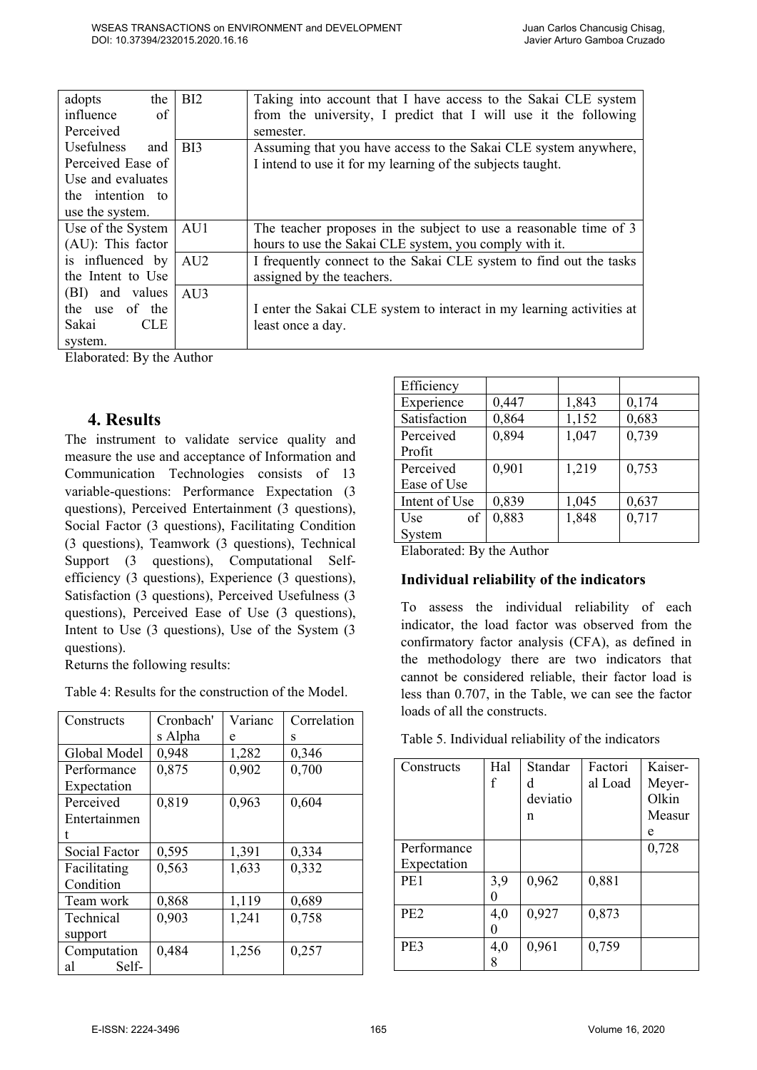| adopts the influence of Perceived Usefulness and Perceived Ease of Use and evaluates the intention to use the system. | BI2 | Taking into account that I have access to the Sakai CLE system from the university, I predict that I will use it the following semester. |
|---|---|---|
| | BI3 | Assuming that you have access to the Sakai CLE system anywhere, I intend to use it for my learning of the subjects taught. |
| Use of the System (AU): This factor is influenced by the Intent to Use (BI) and values the use of the Sakai CLE system. | AU1 | The teacher proposes in the subject to use a reasonable time of 3 hours to use the Sakai CLE system, you comply with it. |
| | AU2 | I frequently connect to the Sakai CLE system to find out the tasks assigned by the teachers. |
| | AU3 | I enter the Sakai CLE system to interact in my learning activities at least once a day. |

Elaborated: By the Author

## 4. Results

The instrument to validate service quality and measure the use and acceptance of Information and Communication Technologies consists of 13 variable-questions: Performance Expectation (3 questions), Perceived Entertainment (3 questions), Social Factor (3 questions), Facilitating Condition (3 questions), Teamwork (3 questions), Technical Support (3 questions), Computational Self-efficiency (3 questions), Experience (3 questions), Satisfaction (3 questions), Perceived Usefulness (3 questions), Perceived Ease of Use (3 questions), Intent to Use (3 questions), Use of the System (3 questions).

Returns the following results:

Table 4: Results for the construction of the Model.

| Constructs | Cronbach's Alpha | Variance | Correlations |
|---|---|---|---|
| Global Model | 0,948 | 1,282 | 0,346 |
| Performance Expectation | 0,875 | 0,902 | 0,700 |
| Perceived Entertainment | 0,819 | 0,963 | 0,604 |
| Social Factor | 0,595 | 1,391 | 0,334 |
| Facilitating Condition | 0,563 | 1,633 | 0,332 |
| Team work | 0,868 | 1,119 | 0,689 |
| Technical support | 0,903 | 1,241 | 0,758 |
| Computational Self-Efficiency | 0,484 | 1,256 | 0,257 |
| Experience | 0,447 | 1,843 | 0,174 |
| Satisfaction | 0,864 | 1,152 | 0,683 |
| Perceived Profit | 0,894 | 1,047 | 0,739 |
| Perceived Ease of Use | 0,901 | 1,219 | 0,753 |
| Intent of Use | 0,839 | 1,045 | 0,637 |
| Use of System | 0,883 | 1,848 | 0,717 |

Elaborated: By the Author

### Individual reliability of the indicators

To assess the individual reliability of each indicator, the load factor was observed from the confirmatory factor analysis (CFA), as defined in the methodology there are two indicators that cannot be considered reliable, their factor load is less than 0.707, in the Table, we can see the factor loads of all the constructs.

Table 5. Individual reliability of the indicators

| Constructs | Half | Standard deviation | Factorial Load | Kaiser-Meyer-Olkin Measure |
|---|---|---|---|---|
| Performance Expectation | | | | 0,728 |
| PE1 | 3,90 | 0,962 | 0,881 | |
| PE2 | 4,00 | 0,927 | 0,873 | |
| PE3 | 4,08 | 0,961 | 0,759 | |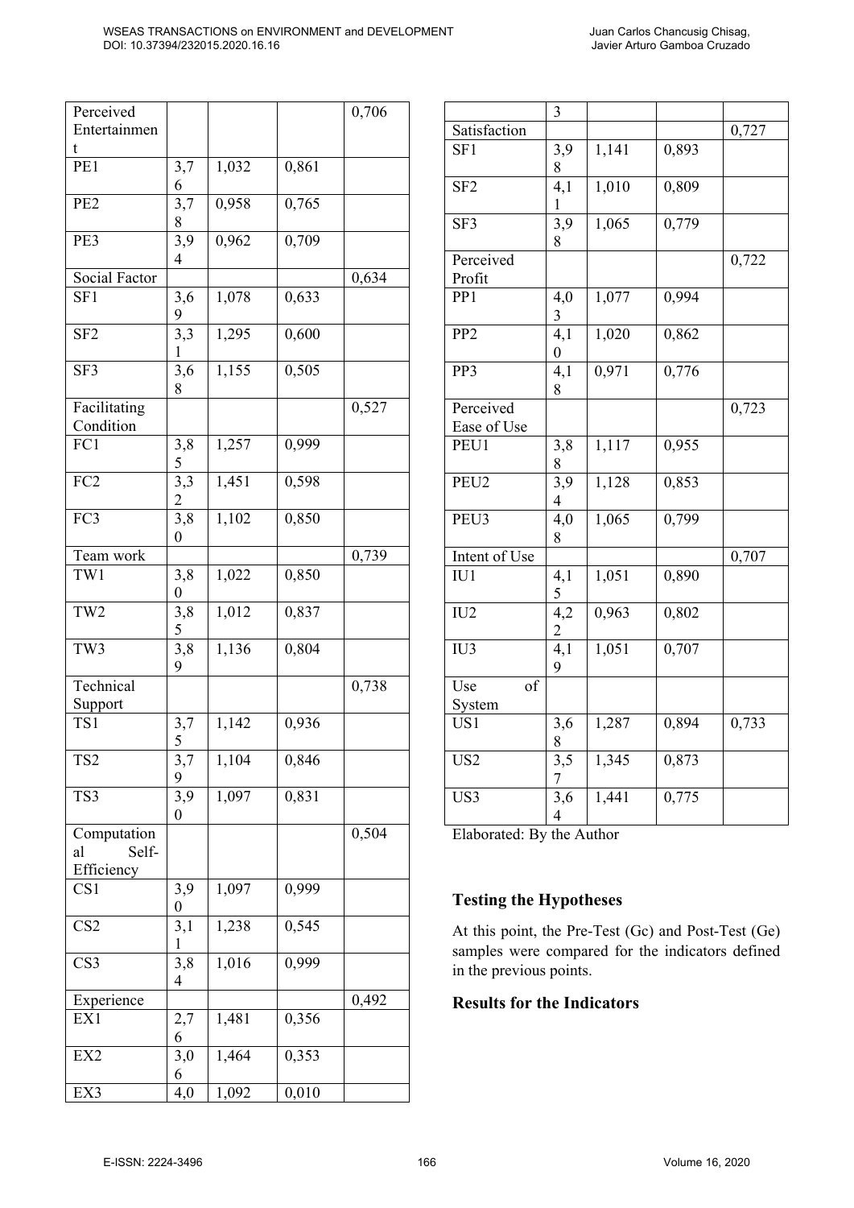| Perceived Entertainment | | | | 0,706 |
|---|---|---|---|---|
| PE1 | 3,76 | 1,032 | 0,861 | |
| PE2 | 3,78 | 0,958 | 0,765 | |
| PE3 | 3,94 | 0,962 | 0,709 | |
| Social Factor | | | | 0,634 |
| SF1 | 3,69 | 1,078 | 0,633 | |
| SF2 | 3,31 | 1,295 | 0,600 | |
| SF3 | 3,68 | 1,155 | 0,505 | |
| Facilitating Condition | | | | 0,527 |
| FC1 | 3,85 | 1,257 | 0,999 | |
| FC2 | 3,32 | 1,451 | 0,598 | |
| FC3 | 3,80 | 1,102 | 0,850 | |
| Team work | | | | 0,739 |
| TW1 | 3,80 | 1,022 | 0,850 | |
| TW2 | 3,85 | 1,012 | 0,837 | |
| TW3 | 3,89 | 1,136 | 0,804 | |
| Technical Support | | | | 0,738 |
| TS1 | 3,75 | 1,142 | 0,936 | |
| TS2 | 3,79 | 1,104 | 0,846 | |
| TS3 | 3,90 | 1,097 | 0,831 | |
| Computational Self-Efficiency | | | | 0,504 |
| CS1 | 3,90 | 1,097 | 0,999 | |
| CS2 | 3,11 | 1,238 | 0,545 | |
| CS3 | 3,84 | 1,016 | 0,999 | |
| Experience | | | | 0,492 |
| EX1 | 2,76 | 1,481 | 0,356 | |
| EX2 | 3,06 | 1,464 | 0,353 | |
| EX3 | 4,03 | 1,092 | 0,010 | |
| Satisfaction | | | | 0,727 |
| SF1 | 3,98 | 1,141 | 0,893 | |
| SF2 | 4,11 | 1,010 | 0,809 | |
| SF3 | 3,98 | 1,065 | 0,779 | |
| Perceived Profit | | | | 0,722 |
| PP1 | 4,03 | 1,077 | 0,994 | |
| PP2 | 4,10 | 1,020 | 0,862 | |
| PP3 | 4,18 | 0,971 | 0,776 | |
| Perceived Ease of Use | | | | 0,723 |
| PEU1 | 3,88 | 1,117 | 0,955 | |
| PEU2 | 3,94 | 1,128 | 0,853 | |
| PEU3 | 4,08 | 1,065 | 0,799 | |
| Intent of Use | | | | 0,707 |
| IU1 | 4,15 | 1,051 | 0,890 | |
| IU2 | 4,22 | 0,963 | 0,802 | |
| IU3 | 4,19 | 1,051 | 0,707 | |
| Use of System | | | | |
| US1 | 3,68 | 1,287 | 0,894 | 0,733 |
| US2 | 3,57 | 1,345 | 0,873 | |
| US3 | 3,64 | 1,441 | 0,775 | |

Elaborated: By the Author

### Testing the Hypotheses

At this point, the Pre-Test (Gc) and Post-Test (Ge) samples were compared for the indicators defined in the previous points.

### Results for the Indicators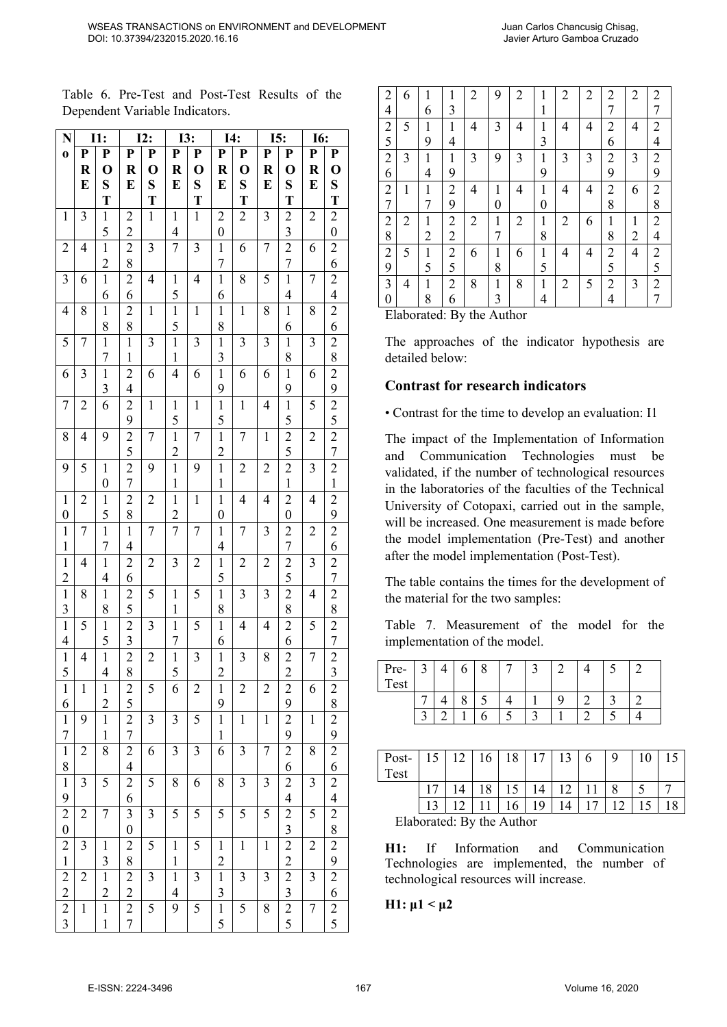Table 6. Pre-Test and Post-Test Results of the Dependent Variable Indicators.

| No | I1: | | I2: | | I3: | | I4: | | I5: | | I6: | |
|---|---|---|---|---|---|---|---|---|---|---|---|---|
| | PRE | POST | PRE | POST | PRE | POST | PRE | POST | PRE | POST | PRE | POST |
| 1 | 3 | 15 | 22 | 1 | 14 | 1 | 20 | 2 | 3 | 23 | 2 | 20 |
| 2 | 4 | 12 | 28 | 3 | 7 | 3 | 17 | 6 | 7 | 27 | 6 | 26 |
| 3 | 6 | 16 | 26 | 4 | 15 | 4 | 16 | 8 | 5 | 14 | 7 | 24 |
| 4 | 8 | 18 | 28 | 1 | 15 | 1 | 18 | 1 | 8 | 16 | 8 | 26 |
| 5 | 7 | 17 | 11 | 3 | 11 | 3 | 13 | 3 | 3 | 18 | 3 | 28 |
| 6 | 3 | 13 | 24 | 6 | 4 | 6 | 19 | 6 | 6 | 19 | 6 | 29 |
| 7 | 2 | 6 | 29 | 1 | 15 | 1 | 15 | 1 | 4 | 15 | 5 | 25 |
| 8 | 4 | 9 | 25 | 7 | 12 | 7 | 12 | 7 | 1 | 25 | 2 | 27 |
| 9 | 5 | 10 | 27 | 9 | 11 | 9 | 11 | 2 | 2 | 21 | 3 | 21 |
| 10 | 2 | 15 | 28 | 2 | 12 | 1 | 10 | 4 | 4 | 20 | 4 | 29 |
| 11 | 7 | 17 | 14 | 7 | 7 | 7 | 14 | 7 | 3 | 27 | 2 | 26 |
| 12 | 4 | 14 | 26 | 2 | 3 | 2 | 15 | 2 | 2 | 25 | 3 | 27 |
| 13 | 8 | 18 | 25 | 5 | 11 | 5 | 18 | 3 | 3 | 28 | 4 | 28 |
| 14 | 5 | 15 | 23 | 3 | 17 | 5 | 16 | 4 | 4 | 26 | 5 | 27 |
| 15 | 4 | 14 | 28 | 2 | 15 | 3 | 12 | 3 | 8 | 22 | 7 | 23 |
| 16 | 1 | 12 | 25 | 5 | 6 | 2 | 19 | 2 | 2 | 29 | 6 | 28 |
| 17 | 9 | 11 | 27 | 3 | 3 | 5 | 11 | 1 | 1 | 29 | 1 | 29 |
| 18 | 2 | 8 | 24 | 6 | 3 | 3 | 6 | 3 | 7 | 26 | 8 | 26 |
| 19 | 3 | 5 | 26 | 5 | 8 | 6 | 8 | 3 | 3 | 24 | 3 | 24 |
| 20 | 2 | 7 | 30 | 3 | 5 | 5 | 5 | 5 | 5 | 23 | 5 | 28 |
| 21 | 3 | 13 | 28 | 5 | 11 | 5 | 12 | 1 | 1 | 22 | 2 | 29 |
| 22 | 2 | 12 | 22 | 3 | 14 | 3 | 13 | 3 | 3 | 23 | 3 | 26 |
| 23 | 1 | 11 | 27 | 5 | 9 | 5 | 15 | 5 | 8 | 25 | 7 | 25 |
| 24 | 6 | 16 | 13 | 2 | 9 | 2 | 11 | 2 | 2 | 27 | 2 | 27 |
| 25 | 5 | 19 | 14 | 4 | 3 | 4 | 13 | 4 | 4 | 26 | 4 | 24 |
| 26 | 3 | 14 | 19 | 3 | 9 | 3 | 19 | 3 | 3 | 29 | 3 | 29 |
| 27 | 1 | 17 | 29 | 4 | 10 | 4 | 10 | 4 | 4 | 28 | 6 | 28 |
| 28 | 2 | 12 | 22 | 2 | 17 | 2 | 18 | 2 | 6 | 18 | 12 | 24 |
| 29 | 5 | 15 | 25 | 6 | 18 | 6 | 15 | 4 | 4 | 25 | 4 | 25 |
| 30 | 4 | 18 | 26 | 8 | 13 | 8 | 14 | 2 | 5 | 24 | 3 | 27 |

Elaborated: By the Author

The approaches of the indicator hypothesis are detailed below:

## Contrast for research indicators

- Contrast for the time to develop an evaluation: I1

The impact of the Implementation of Information and Communication Technologies must be validated, if the number of technological resources in the laboratories of the faculties of the Technical University of Cotopaxi, carried out in the sample, will be increased. One measurement is made before the model implementation (Pre-Test) and another after the model implementation (Post-Test).

The table contains the times for the development of the material for the two samples:

Table 7. Measurement of the model for the implementation of the model.

| Pre-Test | 3 | 4 | 6 | 8 | 7 | 3 | 2 | 4 | 5 | 2 |
|---|---|---|---|---|---|---|---|---|---|---|
| | 7 | 4 | 8 | 5 | 4 | 1 | 9 | 2 | 3 | 2 |
| | 3 | 2 | 1 | 6 | 5 | 3 | 1 | 2 | 5 | 4 |

| Post-Test | 15 | 12 | 16 | 18 | 17 | 13 | 6 | 9 | 10 | 15 |
|---|---|---|---|---|---|---|---|---|---|---|
| | 17 | 14 | 18 | 15 | 14 | 12 | 11 | 8 | 5 | 7 |
| | 13 | 12 | 11 | 16 | 19 | 14 | 17 | 12 | 15 | 18 |

Elaborated: By the Author

**H1:** If Information and Communication Technologies are implemented, the number of technological resources will increase.

**H1: $\mu 1 < \mu 2$**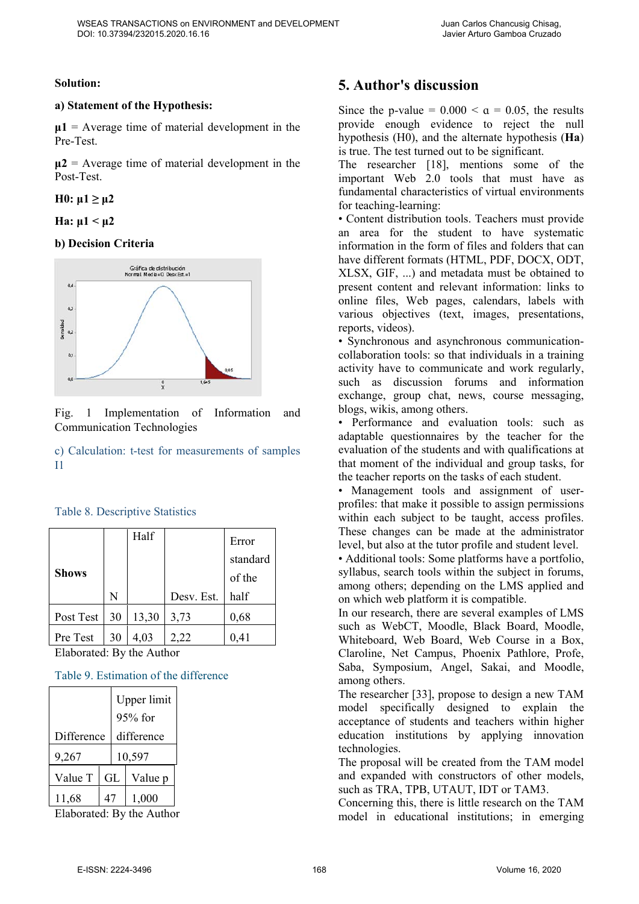**Solution:**

**a) Statement of the Hypothesis:**

**μ1** = Average time of material development in the Pre-Test.

**μ2** = Average time of material development in the Post-Test.

**H0: μ1 ≥ μ2**

**Ha: μ1 < μ2**

**b) Decision Criteria**

Fig. 1 Implementation of Information and Communication Technologies

c) Calculation: t-test for measurements of samples I1

Table 8. Descriptive Statistics

| Shows | N | Half | Desv. Est. | Error standard of the half |
|---|---|---|---|---|
| Post Test | 30 | 13,30 | 3,73 | 0,68 |
| Pre Test | 30 | 4,03 | 2,22 | 0,41 |

Elaborated: By the Author

Table 9. Estimation of the difference

| Difference | Upper limit 95% for difference |
|---|---|
| 9,267 | 10,597 |

| Value T | GL | Value p |
|---|---|---|
| 11,68 | 47 | 1,000 |

Elaborated: By the Author

## 5. Author's discussion

Since the p-value = 0.000 < α = 0.05, the results provide enough evidence to reject the null hypothesis (H0), and the alternate hypothesis (**Ha**) is true. The test turned out to be significant.

The researcher [18], mentions some of the important Web 2.0 tools that must have as fundamental characteristics of virtual environments for teaching-learning:

• Content distribution tools. Teachers must provide an area for the student to have systematic information in the form of files and folders that can have different formats (HTML, PDF, DOCX, ODT, XLSX, GIF, ...) and metadata must be obtained to present content and relevant information: links to online files, Web pages, calendars, labels with various objectives (text, images, presentations, reports, videos).

• Synchronous and asynchronous communication-collaboration tools: so that individuals in a training activity have to communicate and work regularly, such as discussion forums and information exchange, group chat, news, course messaging, blogs, wikis, among others.

• Performance and evaluation tools: such as adaptable questionnaires by the teacher for the evaluation of the students and with qualifications at that moment of the individual and group tasks, for the teacher reports on the tasks of each student.

• Management tools and assignment of user-profiles: that make it possible to assign permissions within each subject to be taught, access profiles. These changes can be made at the administrator level, but also at the tutor profile and student level.

• Additional tools: Some platforms have a portfolio, syllabus, search tools within the subject in forums, among others; depending on the LMS applied and on which web platform it is compatible.

In our research, there are several examples of LMS such as WebCT, Moodle, Black Board, Moodle, Whiteboard, Web Board, Web Course in a Box, Claroline, Net Campus, Phoenix Pathlore, Profe, Saba, Symposium, Angel, Sakai, and Moodle, among others.

The researcher [33], propose to design a new TAM model specifically designed to explain the acceptance of students and teachers within higher education institutions by applying innovation technologies.

The proposal will be created from the TAM model and expanded with constructors of other models, such as TRA, TPB, UTAUT, IDT or TAM3.

Concerning this, there is little research on the TAM model in educational institutions; in emerging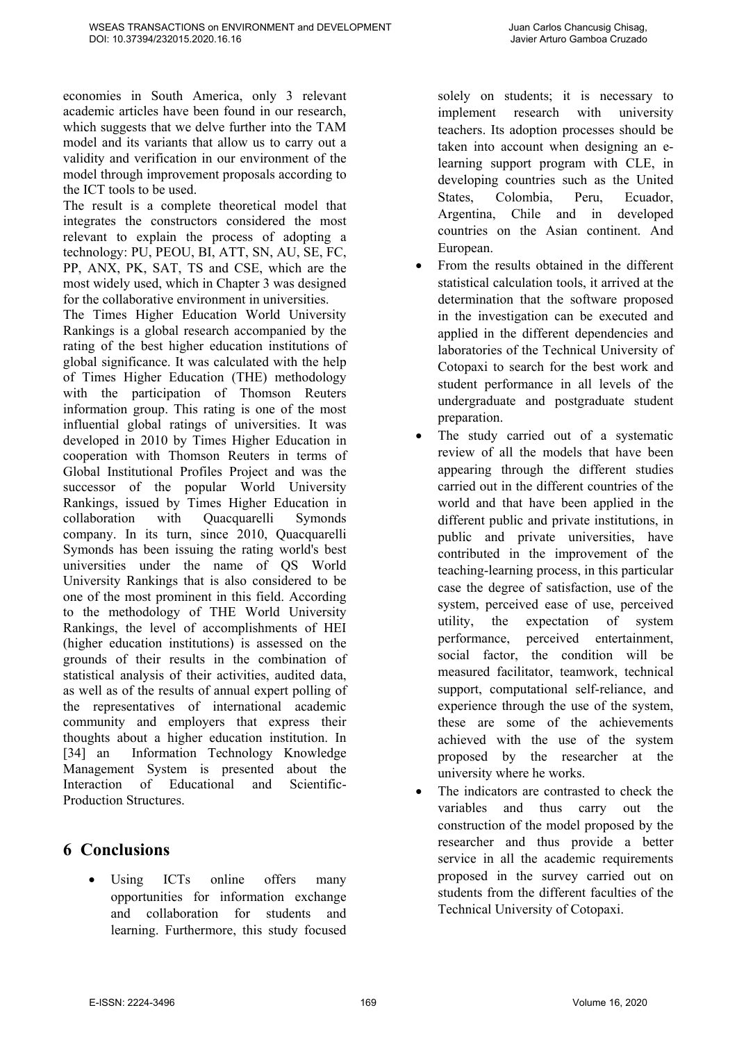economies in South America, only 3 relevant academic articles have been found in our research, which suggests that we delve further into the TAM model and its variants that allow us to carry out a validity and verification in our environment of the model through improvement proposals according to the ICT tools to be used.

The result is a complete theoretical model that integrates the constructors considered the most relevant to explain the process of adopting a technology: PU, PEOU, BI, ATT, SN, AU, SE, FC, PP, ANX, PK, SAT, TS and CSE, which are the most widely used, which in Chapter 3 was designed for the collaborative environment in universities.

The Times Higher Education World University Rankings is a global research accompanied by the rating of the best higher education institutions of global significance. It was calculated with the help of Times Higher Education (THE) methodology with the participation of Thomson Reuters information group. This rating is one of the most influential global ratings of universities. It was developed in 2010 by Times Higher Education in cooperation with Thomson Reuters in terms of Global Institutional Profiles Project and was the successor of the popular World University Rankings, issued by Times Higher Education in collaboration with Quacquarelli Symonds company. In its turn, since 2010, Quacquarelli Symonds has been issuing the rating world's best universities under the name of QS World University Rankings that is also considered to be one of the most prominent in this field. According to the methodology of THE World University Rankings, the level of accomplishments of HEI (higher education institutions) is assessed on the grounds of their results in the combination of statistical analysis of their activities, audited data, as well as of the results of annual expert polling of the representatives of international academic community and employers that express their thoughts about a higher education institution. In [34] an Information Technology Knowledge Management System is presented about the Interaction of Educational and Scientific-Production Structures.

# 6 Conclusions

- Using ICTs online offers many opportunities for information exchange and collaboration for students and learning. Furthermore, this study focused solely on students; it is necessary to implement research with university teachers. Its adoption processes should be taken into account when designing an e-learning support program with CLE, in developing countries such as the United States, Colombia, Peru, Ecuador, Argentina, Chile and in developed countries on the Asian continent. And European.
- From the results obtained in the different statistical calculation tools, it arrived at the determination that the software proposed in the investigation can be executed and applied in the different dependencies and laboratories of the Technical University of Cotopaxi to search for the best work and student performance in all levels of the undergraduate and postgraduate student preparation.
- The study carried out of a systematic review of all the models that have been appearing through the different studies carried out in the different countries of the world and that have been applied in the different public and private institutions, in public and private universities, have contributed in the improvement of the teaching-learning process, in this particular case the degree of satisfaction, use of the system, perceived ease of use, perceived utility, the expectation of system performance, perceived entertainment, social factor, the condition will be measured facilitator, teamwork, technical support, computational self-reliance, and experience through the use of the system, these are some of the achievements achieved with the use of the system proposed by the researcher at the university where he works.
- The indicators are contrasted to check the variables and thus carry out the construction of the model proposed by the researcher and thus provide a better service in all the academic requirements proposed in the survey carried out on students from the different faculties of the Technical University of Cotopaxi.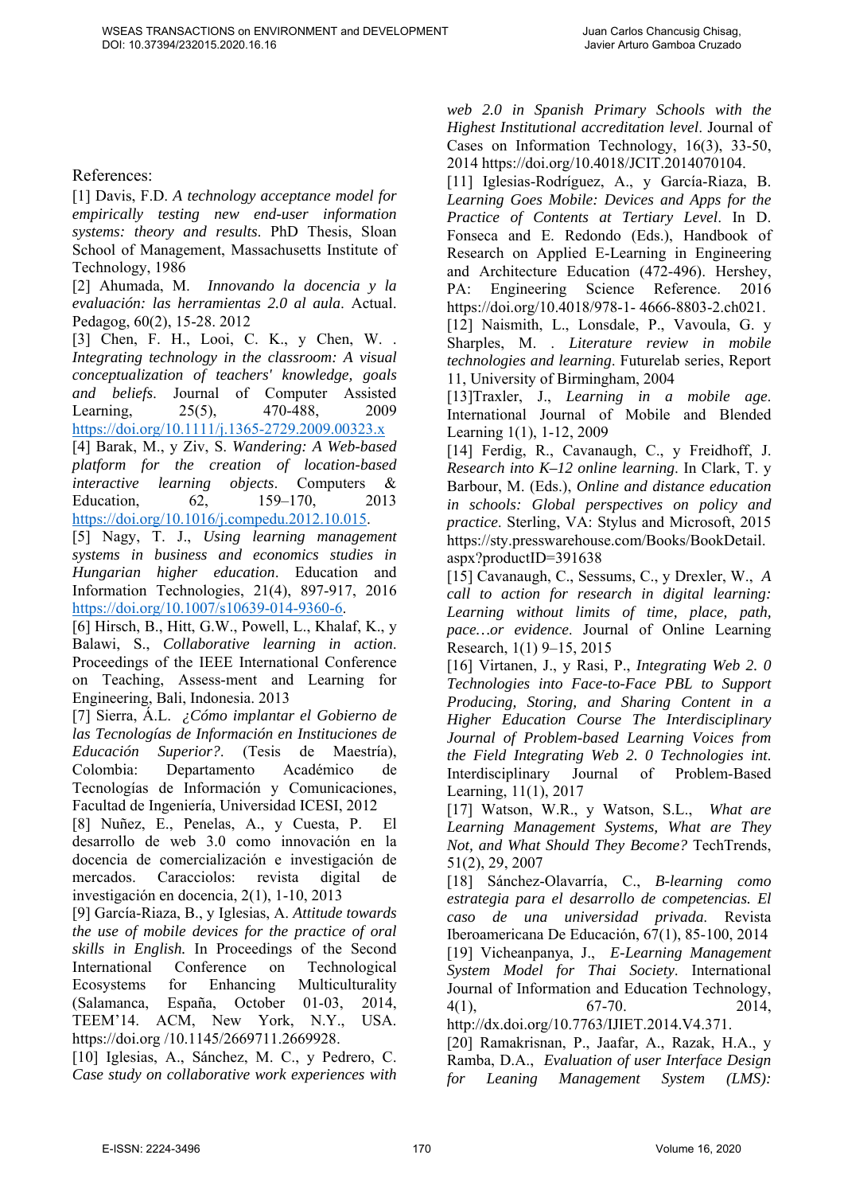References:

[1] Davis, F.D. *A technology acceptance model for empirically testing new end-user information systems: theory and results*. PhD Thesis, Sloan School of Management, Massachusetts Institute of Technology, 1986

[2] Ahumada, M. *Innovando la docencia y la evaluación: las herramientas 2.0 al aula*. Actual. Pedagog, 60(2), 15-28. 2012

[3] Chen, F. H., Looi, C. K., y Chen, W. . *Integrating technology in the classroom: A visual conceptualization of teachers' knowledge, goals and beliefs*. Journal of Computer Assisted Learning, 25(5), 470-488, 2009 https://doi.org/10.1111/j.1365-2729.2009.00323.x

[4] Barak, M., y Ziv, S. *Wandering: A Web-based platform for the creation of location-based interactive learning objects*. Computers & Education, 62, 159–170, 2013 https://doi.org/10.1016/j.compedu.2012.10.015.

[5] Nagy, T. J., *Using learning management systems in business and economics studies in Hungarian higher education*. Education and Information Technologies, 21(4), 897-917, 2016 https://doi.org/10.1007/s10639-014-9360-6.

[6] Hirsch, B., Hitt, G.W., Powell, L., Khalaf, K., y Balawi, S., *Collaborative learning in action*. Proceedings of the IEEE International Conference on Teaching, Assess-ment and Learning for Engineering, Bali, Indonesia. 2013

[7] Sierra, Á.L. *¿Cómo implantar el Gobierno de las Tecnologías de Información en Instituciones de Educación Superior?*. (Tesis de Maestría), Colombia: Departamento Académico de Tecnologías de Información y Comunicaciones, Facultad de Ingeniería, Universidad ICESI, 2012

[8] Nuñez, E., Penelas, A., y Cuesta, P. El desarrollo de web 3.0 como innovación en la docencia de comercialización e investigación de mercados. Caracciolos: revista digital de investigación en docencia, 2(1), 1-10, 2013

[9] García-Riaza, B., y Iglesias, A. *Attitude towards the use of mobile devices for the practice of oral skills in English.* In Proceedings of the Second International Conference on Technological Ecosystems for Enhancing Multiculturality (Salamanca, España, October 01-03, 2014, TEEM'14. ACM, New York, N.Y., USA. https://doi.org /10.1145/2669711.2669928.

[10] Iglesias, A., Sánchez, M. C., y Pedrero, C. *Case study on collaborative work experiences with web 2.0 in Spanish Primary Schools with the Highest Institutional accreditation level*. Journal of Cases on Information Technology, 16(3), 33-50, 2014 https://doi.org/10.4018/JCIT.2014070104.

[11] Iglesias-Rodríguez, A., y García-Riaza, B. *Learning Goes Mobile: Devices and Apps for the Practice of Contents at Tertiary Level*. In D. Fonseca and E. Redondo (Eds.), Handbook of Research on Applied E-Learning in Engineering and Architecture Education (472-496). Hershey, PA: Engineering Science Reference. 2016 https://doi.org/10.4018/978-1- 4666-8803-2.ch021.

[12] Naismith, L., Lonsdale, P., Vavoula, G. y Sharples, M. . *Literature review in mobile technologies and learning*. Futurelab series, Report 11, University of Birmingham, 2004

[13]Traxler, J., *Learning in a mobile age*. International Journal of Mobile and Blended Learning 1(1), 1-12, 2009

[14] Ferdig, R., Cavanaugh, C., y Freidhoff, J. *Research into K–12 online learning*. In Clark, T. y Barbour, M. (Eds.), *Online and distance education in schools: Global perspectives on policy and practice*. Sterling, VA: Stylus and Microsoft, 2015 https://sty.presswarehouse.com/Books/BookDetail. aspx?productID=391638

[15] Cavanaugh, C., Sessums, C., y Drexler, W., *A call to action for research in digital learning: Learning without limits of time, place, path, pace…or evidence.* Journal of Online Learning Research, 1(1) 9–15, 2015

[16] Virtanen, J., y Rasi, P., *Integrating Web 2. 0 Technologies into Face-to-Face PBL to Support Producing, Storing, and Sharing Content in a Higher Education Course The Interdisciplinary Journal of Problem-based Learning Voices from the Field Integrating Web 2. 0 Technologies int*. Interdisciplinary Journal of Problem-Based Learning, 11(1), 2017

[17] Watson, W.R., y Watson, S.L., *What are Learning Management Systems, What are They Not, and What Should They Become?* TechTrends, 51(2), 29, 2007

[18] Sánchez-Olavarría, C., *B-learning como estrategia para el desarrollo de competencias. El caso de una universidad privada*. Revista Iberoamericana De Educación, 67(1), 85-100, 2014

[19] Vicheanpanya, J., *E-Learning Management System Model for Thai Society*. International Journal of Information and Education Technology, 4(1), 67-70. 2014, http://dx.doi.org/10.7763/IJIET.2014.V4.371.

[20] Ramakrisnan, P., Jaafar, A., Razak, H.A., y Ramba, D.A., *Evaluation of user Interface Design for Leaning Management System (LMS):*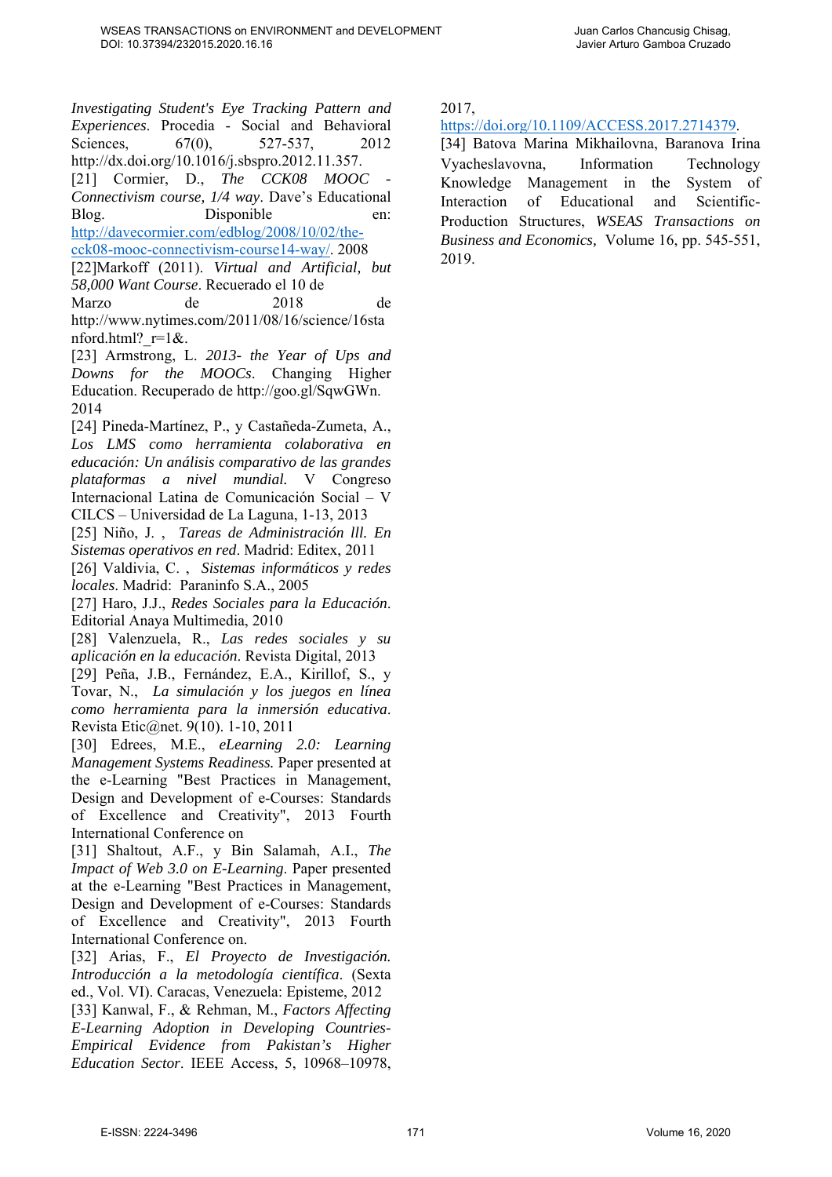*Investigating Student's Eye Tracking Pattern and Experiences*. Procedia - Social and Behavioral Sciences, 67(0), 527-537, 2012 http://dx.doi.org/10.1016/j.sbspro.2012.11.357.

[21] Cormier, D., *The CCK08 MOOC - Connectivism course, 1/4 way*. Dave's Educational Blog. Disponible en: http://davecormier.com/edblog/2008/10/02/the-cck08-mooc-connectivism-course14-way/. 2008

[22]Markoff (2011). *Virtual and Artificial, but 58,000 Want Course*. Recuerado el 10 de Marzo de 2018 de http://www.nytimes.com/2011/08/16/science/16stanford.html?_r=1&.

[23] Armstrong, L. *2013- the Year of Ups and Downs for the MOOCs*. Changing Higher Education. Recuperado de http://goo.gl/SqwGWn. 2014

[24] Pineda-Martínez, P., y Castañeda-Zumeta, A., *Los LMS como herramienta colaborativa en educación: Un análisis comparativo de las grandes plataformas a nivel mundial.* V Congreso Internacional Latina de Comunicación Social – V CILCS – Universidad de La Laguna, 1-13, 2013

[25] Niño, J. , *Tareas de Administración lll. En Sistemas operativos en red*. Madrid: Editex, 2011

[26] Valdivia, C. , *Sistemas informáticos y redes locales*. Madrid: Paraninfo S.A., 2005

[27] Haro, J.J., *Redes Sociales para la Educación*. Editorial Anaya Multimedia, 2010

[28] Valenzuela, R., *Las redes sociales y su aplicación en la educación*. Revista Digital, 2013

[29] Peña, J.B., Fernández, E.A., Kirillof, S., y Tovar, N., *La simulación y los juegos en línea como herramienta para la inmersión educativa*. Revista Etic@net. 9(10). 1-10, 2011

[30] Edrees, M.E., *eLearning 2.0: Learning Management Systems Readiness.* Paper presented at the e-Learning "Best Practices in Management, Design and Development of e-Courses: Standards of Excellence and Creativity", 2013 Fourth International Conference on

[31] Shaltout, A.F., y Bin Salamah, A.I., *The Impact of Web 3.0 on E-Learning*. Paper presented at the e-Learning "Best Practices in Management, Design and Development of e-Courses: Standards of Excellence and Creativity", 2013 Fourth International Conference on.

[32] Arias, F., *El Proyecto de Investigación. Introducción a la metodología científica*. (Sexta ed., Vol. VI). Caracas, Venezuela: Episteme, 2012

[33] Kanwal, F., & Rehman, M., *Factors Affecting E-Learning Adoption in Developing Countries-Empirical Evidence from Pakistan's Higher Education Sector*. IEEE Access, 5, 10968–10978, 2017, https://doi.org/10.1109/ACCESS.2017.2714379.

[34] Batova Marina Mikhailovna, Baranova Irina Vyacheslavovna, Information Technology Knowledge Management in the System of Interaction of Educational and Scientific-Production Structures, *WSEAS Transactions on Business and Economics,* Volume 16, pp. 545-551, 2019.